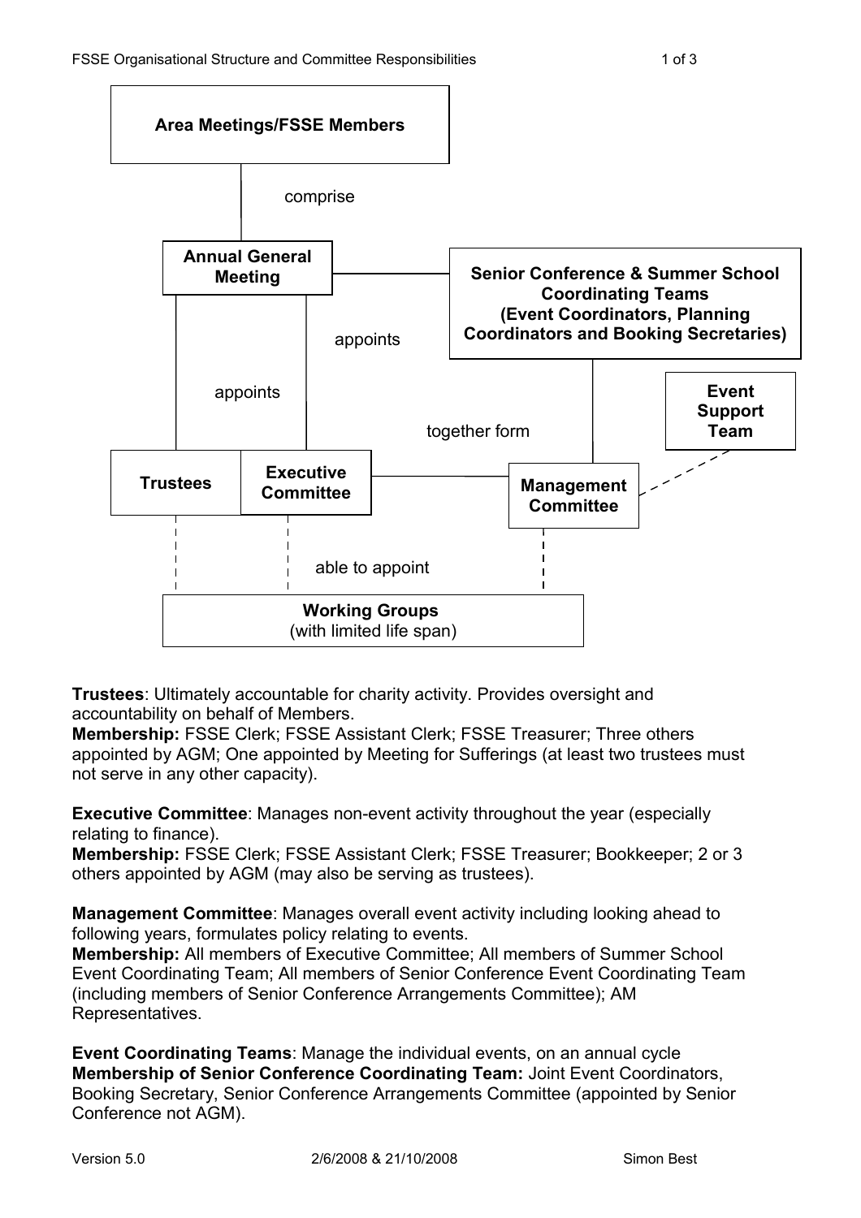**Area Meetings/FSSE Members**

comprise

**Annual General Meeting**

appoints

appoints

**Senior Conference & Summer School Coordinating Teams (Event Coordinators, Planning Coordinators and Booking Secretaries)**

**Event Support Team**

together form

**Trustees**

**Executive Committee**

**Management Committee**

able to appoint

**Working Groups**
(with limited life span)

**Trustees**: Ultimately accountable for charity activity. Provides oversight and accountability on behalf of Members.
**Membership:** FSSE Clerk; FSSE Assistant Clerk; FSSE Treasurer; Three others appointed by AGM; One appointed by Meeting for Sufferings (at least two trustees must not serve in any other capacity).

**Executive Committee**: Manages non-event activity throughout the year (especially relating to finance).
**Membership:** FSSE Clerk; FSSE Assistant Clerk; FSSE Treasurer; Bookkeeper; 2 or 3 others appointed by AGM (may also be serving as trustees).

**Management Committee**: Manages overall event activity including looking ahead to following years, formulates policy relating to events.
**Membership:** All members of Executive Committee; All members of Summer School Event Coordinating Team; All members of Senior Conference Event Coordinating Team (including members of Senior Conference Arrangements Committee); AM Representatives.

**Event Coordinating Teams**: Manage the individual events, on an annual cycle
**Membership of Senior Conference Coordinating Team:** Joint Event Coordinators, Booking Secretary, Senior Conference Arrangements Committee (appointed by Senior Conference not AGM).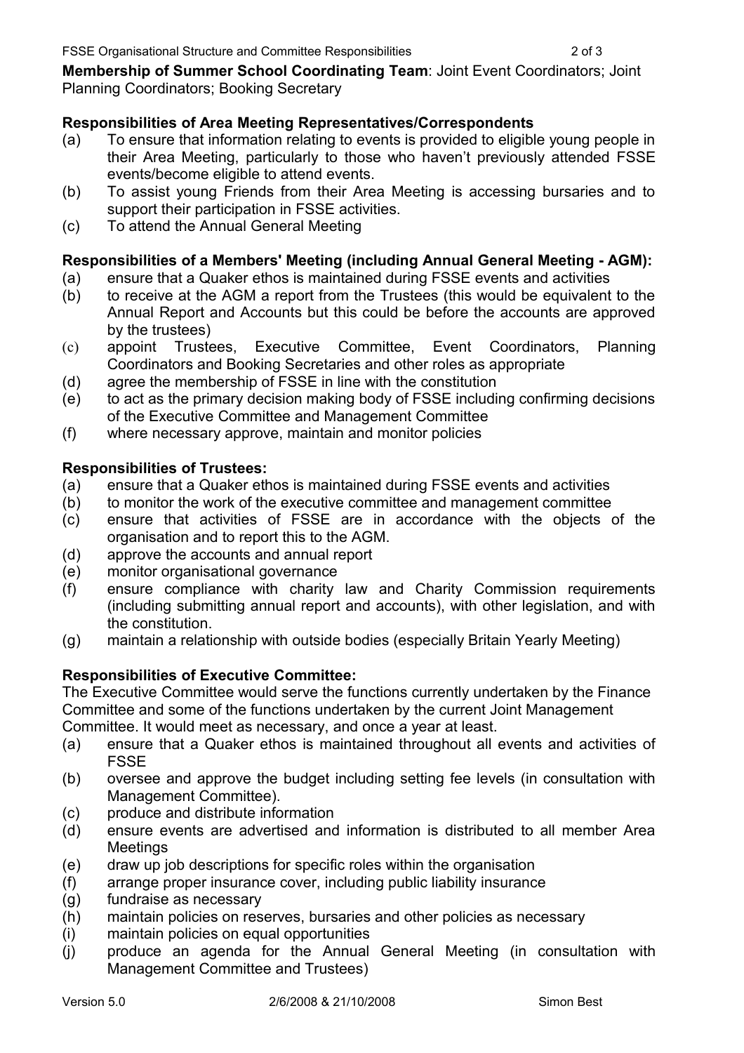**Membership of Summer School Coordinating Team**: Joint Event Coordinators; Joint Planning Coordinators; Booking Secretary

**Responsibilities of Area Meeting Representatives/Correspondents**

(a) To ensure that information relating to events is provided to eligible young people in their Area Meeting, particularly to those who haven't previously attended FSSE events/become eligible to attend events.

(b) To assist young Friends from their Area Meeting is accessing bursaries and to support their participation in FSSE activities.

(c) To attend the Annual General Meeting

**Responsibilities of a Members' Meeting (including Annual General Meeting - AGM):**

(a) ensure that a Quaker ethos is maintained during FSSE events and activities

(b) to receive at the AGM a report from the Trustees (this would be equivalent to the Annual Report and Accounts but this could be before the accounts are approved by the trustees)

(c) appoint Trustees, Executive Committee, Event Coordinators, Planning Coordinators and Booking Secretaries and other roles as appropriate

(d) agree the membership of FSSE in line with the constitution

(e) to act as the primary decision making body of FSSE including confirming decisions of the Executive Committee and Management Committee

(f) where necessary approve, maintain and monitor policies

**Responsibilities of Trustees:**

(a) ensure that a Quaker ethos is maintained during FSSE events and activities

(b) to monitor the work of the executive committee and management committee

(c) ensure that activities of FSSE are in accordance with the objects of the organisation and to report this to the AGM.

(d) approve the accounts and annual report

(e) monitor organisational governance

(f) ensure compliance with charity law and Charity Commission requirements (including submitting annual report and accounts), with other legislation, and with the constitution.

(g) maintain a relationship with outside bodies (especially Britain Yearly Meeting)

**Responsibilities of Executive Committee:**

The Executive Committee would serve the functions currently undertaken by the Finance Committee and some of the functions undertaken by the current Joint Management Committee. It would meet as necessary, and once a year at least.

(a) ensure that a Quaker ethos is maintained throughout all events and activities of FSSE

(b) oversee and approve the budget including setting fee levels (in consultation with Management Committee).

(c) produce and distribute information

(d) ensure events are advertised and information is distributed to all member Area Meetings

(e) draw up job descriptions for specific roles within the organisation

(f) arrange proper insurance cover, including public liability insurance

(g) fundraise as necessary

(h) maintain policies on reserves, bursaries and other policies as necessary

(i) maintain policies on equal opportunities

(j) produce an agenda for the Annual General Meeting (in consultation with Management Committee and Trustees)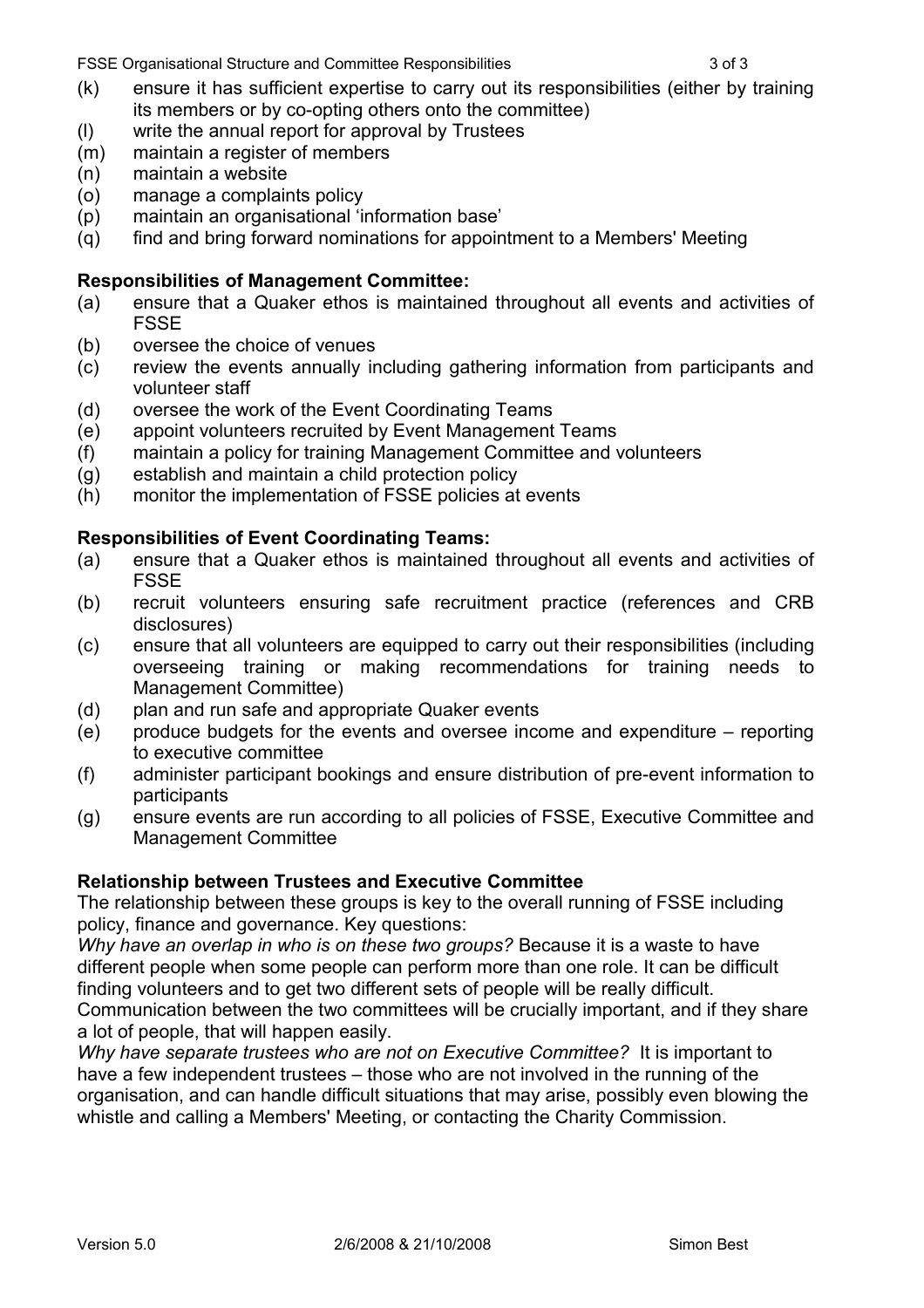(k) ensure it has sufficient expertise to carry out its responsibilities (either by training its members or by co-opting others onto the committee)
(l) write the annual report for approval by Trustees
(m) maintain a register of members
(n) maintain a website
(o) manage a complaints policy
(p) maintain an organisational 'information base'
(q) find and bring forward nominations for appointment to a Members' Meeting

**Responsibilities of Management Committee:**

(a) ensure that a Quaker ethos is maintained throughout all events and activities of FSSE
(b) oversee the choice of venues
(c) review the events annually including gathering information from participants and volunteer staff
(d) oversee the work of the Event Coordinating Teams
(e) appoint volunteers recruited by Event Management Teams
(f) maintain a policy for training Management Committee and volunteers
(g) establish and maintain a child protection policy
(h) monitor the implementation of FSSE policies at events

**Responsibilities of Event Coordinating Teams:**

(a) ensure that a Quaker ethos is maintained throughout all events and activities of FSSE
(b) recruit volunteers ensuring safe recruitment practice (references and CRB disclosures)
(c) ensure that all volunteers are equipped to carry out their responsibilities (including overseeing training or making recommendations for training needs to Management Committee)
(d) plan and run safe and appropriate Quaker events
(e) produce budgets for the events and oversee income and expenditure – reporting to executive committee
(f) administer participant bookings and ensure distribution of pre-event information to participants
(g) ensure events are run according to all policies of FSSE, Executive Committee and Management Committee

**Relationship between Trustees and Executive Committee**

The relationship between these groups is key to the overall running of FSSE including policy, finance and governance. Key questions:

*Why have an overlap in who is on these two groups?* Because it is a waste to have different people when some people can perform more than one role. It can be difficult finding volunteers and to get two different sets of people will be really difficult. Communication between the two committees will be crucially important, and if they share a lot of people, that will happen easily.

*Why have separate trustees who are not on Executive Committee?* It is important to have a few independent trustees – those who are not involved in the running of the organisation, and can handle difficult situations that may arise, possibly even blowing the whistle and calling a Members' Meeting, or contacting the Charity Commission.

Version 5.0 2/6/2008 & 21/10/2008 Simon Best